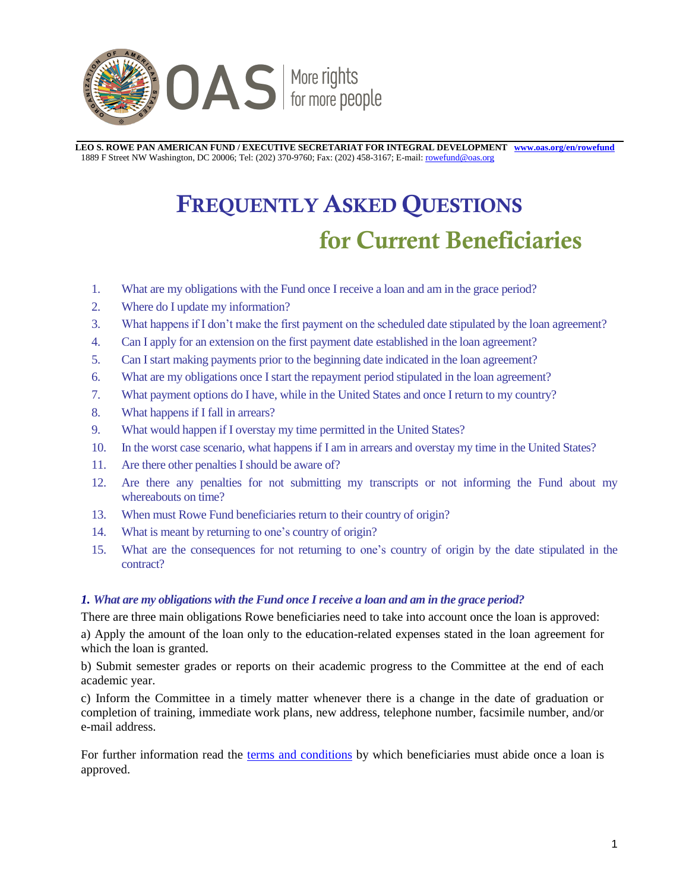**LEO S. ROWE PAN AMERICAN FUND / EXECUTIVE SECRETARIAT FOR INTEGRAL DEVELOPMENT** [www.oas.org/en/rowefund](www.oas.org/en/rowefund)
1889 F Street NW Washington, DC 20006; Tel: (202) 370-9760; Fax: (202) 458-3167; E-mail: rowefund@oas.org

# FREQUENTLY ASKED QUESTIONS
## for Current Beneficiaries

1. What are my obligations with the Fund once I receive a loan and am in the grace period?
2. Where do I update my information?
3. What happens if I don't make the first payment on the scheduled date stipulated by the loan agreement?
4. Can I apply for an extension on the first payment date established in the loan agreement?
5. Can I start making payments prior to the beginning date indicated in the loan agreement?
6. What are my obligations once I start the repayment period stipulated in the loan agreement?
7. What payment options do I have, while in the United States and once I return to my country?
8. What happens if I fall in arrears?
9. What would happen if I overstay my time permitted in the United States?
10. In the worst case scenario, what happens if I am in arrears and overstay my time in the United States?
11. Are there other penalties I should be aware of?
12. Are there any penalties for not submitting my transcripts or not informing the Fund about my whereabouts on time?
13. When must Rowe Fund beneficiaries return to their country of origin?
14. What is meant by returning to one's country of origin?
15. What are the consequences for not returning to one's country of origin by the date stipulated in the contract?

### *1. What are my obligations with the Fund once I receive a loan and am in the grace period?*

There are three main obligations Rowe beneficiaries need to take into account once the loan is approved:

a) Apply the amount of the loan only to the education-related expenses stated in the loan agreement for which the loan is granted.

b) Submit semester grades or reports on their academic progress to the Committee at the end of each academic year.

c) Inform the Committee in a timely matter whenever there is a change in the date of graduation or completion of training, immediate work plans, new address, telephone number, facsimile number, and/or e-mail address.

For further information read the terms and conditions by which beneficiaries must abide once a loan is approved.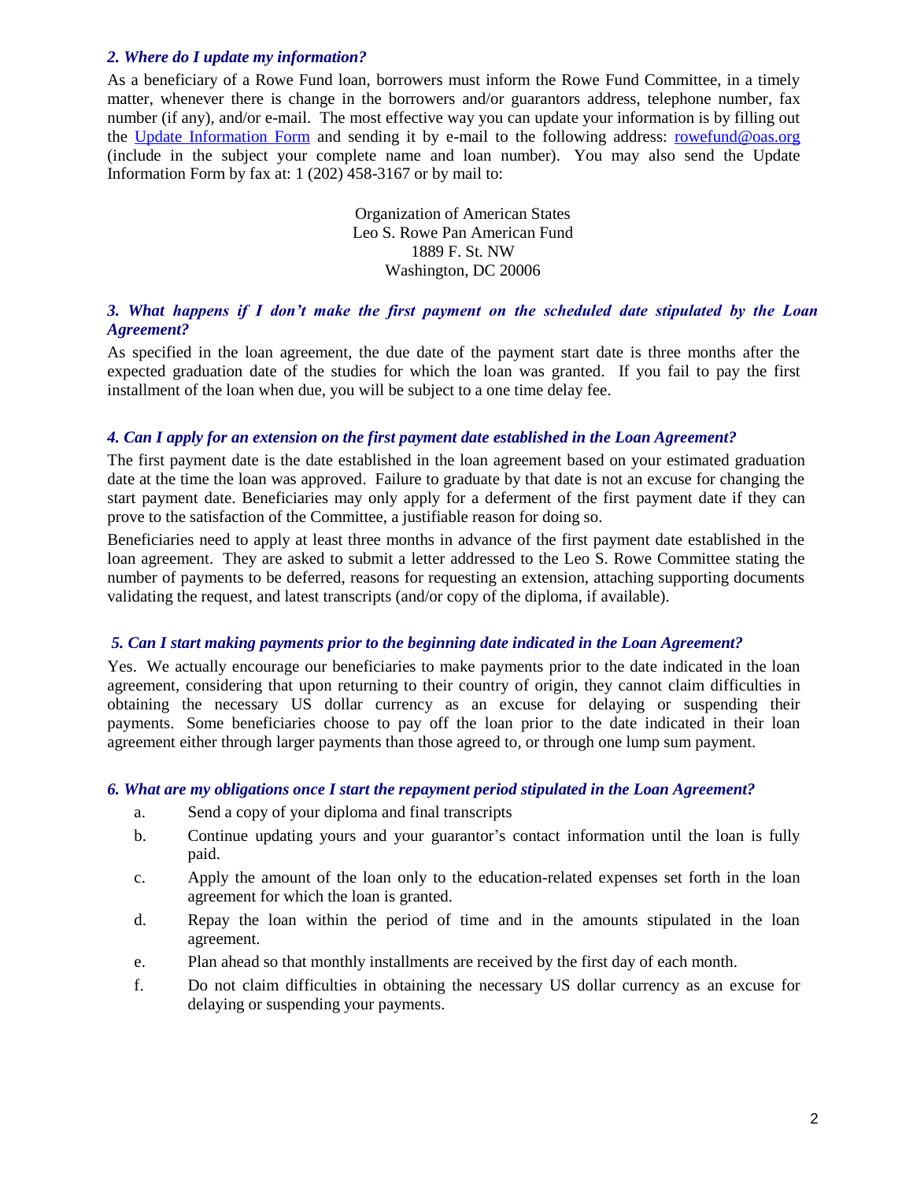### *2. Where do I update my information?*

As a beneficiary of a Rowe Fund loan, borrowers must inform the Rowe Fund Committee, in a timely matter, whenever there is change in the borrowers and/or guarantors address, telephone number, fax number (if any), and/or e-mail. The most effective way you can update your information is by filling out the [Update Information Form]() and sending it by e-mail to the following address: [rowefund@oas.org](mailto:rowefund@oas.org) (include in the subject your complete name and loan number). You may also send the Update Information Form by fax at: 1 (202) 458-3167 or by mail to:

Organization of American States
Leo S. Rowe Pan American Fund
1889 F. St. NW
Washington, DC 20006

### *3. What happens if I don't make the first payment on the scheduled date stipulated by the Loan Agreement?*

As specified in the loan agreement, the due date of the payment start date is three months after the expected graduation date of the studies for which the loan was granted. If you fail to pay the first installment of the loan when due, you will be subject to a one time delay fee.

### *4. Can I apply for an extension on the first payment date established in the Loan Agreement?*

The first payment date is the date established in the loan agreement based on your estimated graduation date at the time the loan was approved. Failure to graduate by that date is not an excuse for changing the start payment date. Beneficiaries may only apply for a deferment of the first payment date if they can prove to the satisfaction of the Committee, a justifiable reason for doing so.

Beneficiaries need to apply at least three months in advance of the first payment date established in the loan agreement. They are asked to submit a letter addressed to the Leo S. Rowe Committee stating the number of payments to be deferred, reasons for requesting an extension, attaching supporting documents validating the request, and latest transcripts (and/or copy of the diploma, if available).

### *5. Can I start making payments prior to the beginning date indicated in the Loan Agreement?*

Yes. We actually encourage our beneficiaries to make payments prior to the date indicated in the loan agreement, considering that upon returning to their country of origin, they cannot claim difficulties in obtaining the necessary US dollar currency as an excuse for delaying or suspending their payments. Some beneficiaries choose to pay off the loan prior to the date indicated in their loan agreement either through larger payments than those agreed to, or through one lump sum payment.

### *6. What are my obligations once I start the repayment period stipulated in the Loan Agreement?*

a. Send a copy of your diploma and final transcripts
b. Continue updating yours and your guarantor's contact information until the loan is fully paid.
c. Apply the amount of the loan only to the education-related expenses set forth in the loan agreement for which the loan is granted.
d. Repay the loan within the period of time and in the amounts stipulated in the loan agreement.
e. Plan ahead so that monthly installments are received by the first day of each month.
f. Do not claim difficulties in obtaining the necessary US dollar currency as an excuse for delaying or suspending your payments.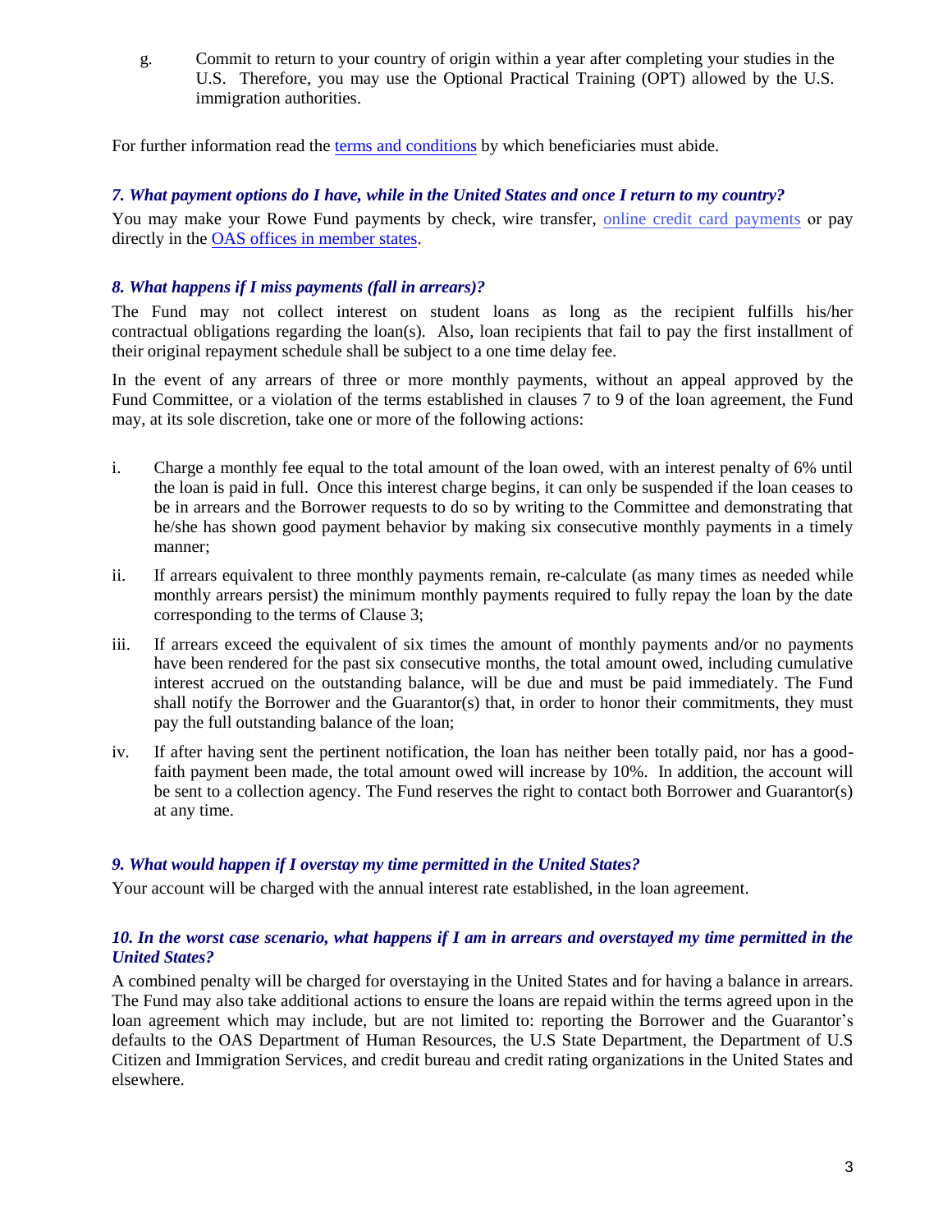g. Commit to return to your country of origin within a year after completing your studies in the U.S. Therefore, you may use the Optional Practical Training (OPT) allowed by the U.S. immigration authorities.

For further information read the terms and conditions by which beneficiaries must abide.

### *7. What payment options do I have, while in the United States and once I return to my country?*

You may make your Rowe Fund payments by check, wire transfer, online credit card payments or pay directly in the OAS offices in member states.

### *8. What happens if I miss payments (fall in arrears)?*

The Fund may not collect interest on student loans as long as the recipient fulfills his/her contractual obligations regarding the loan(s). Also, loan recipients that fail to pay the first installment of their original repayment schedule shall be subject to a one time delay fee.

In the event of any arrears of three or more monthly payments, without an appeal approved by the Fund Committee, or a violation of the terms established in clauses 7 to 9 of the loan agreement, the Fund may, at its sole discretion, take one or more of the following actions:

i. Charge a monthly fee equal to the total amount of the loan owed, with an interest penalty of 6% until the loan is paid in full. Once this interest charge begins, it can only be suspended if the loan ceases to be in arrears and the Borrower requests to do so by writing to the Committee and demonstrating that he/she has shown good payment behavior by making six consecutive monthly payments in a timely manner;

ii. If arrears equivalent to three monthly payments remain, re-calculate (as many times as needed while monthly arrears persist) the minimum monthly payments required to fully repay the loan by the date corresponding to the terms of Clause 3;

iii. If arrears exceed the equivalent of six times the amount of monthly payments and/or no payments have been rendered for the past six consecutive months, the total amount owed, including cumulative interest accrued on the outstanding balance, will be due and must be paid immediately. The Fund shall notify the Borrower and the Guarantor(s) that, in order to honor their commitments, they must pay the full outstanding balance of the loan;

iv. If after having sent the pertinent notification, the loan has neither been totally paid, nor has a good-faith payment been made, the total amount owed will increase by 10%. In addition, the account will be sent to a collection agency. The Fund reserves the right to contact both Borrower and Guarantor(s) at any time.

### *9. What would happen if I overstay my time permitted in the United States?*

Your account will be charged with the annual interest rate established, in the loan agreement.

### *10. In the worst case scenario, what happens if I am in arrears and overstayed my time permitted in the United States?*

A combined penalty will be charged for overstaying in the United States and for having a balance in arrears. The Fund may also take additional actions to ensure the loans are repaid within the terms agreed upon in the loan agreement which may include, but are not limited to: reporting the Borrower and the Guarantor's defaults to the OAS Department of Human Resources, the U.S State Department, the Department of U.S Citizen and Immigration Services, and credit bureau and credit rating organizations in the United States and elsewhere.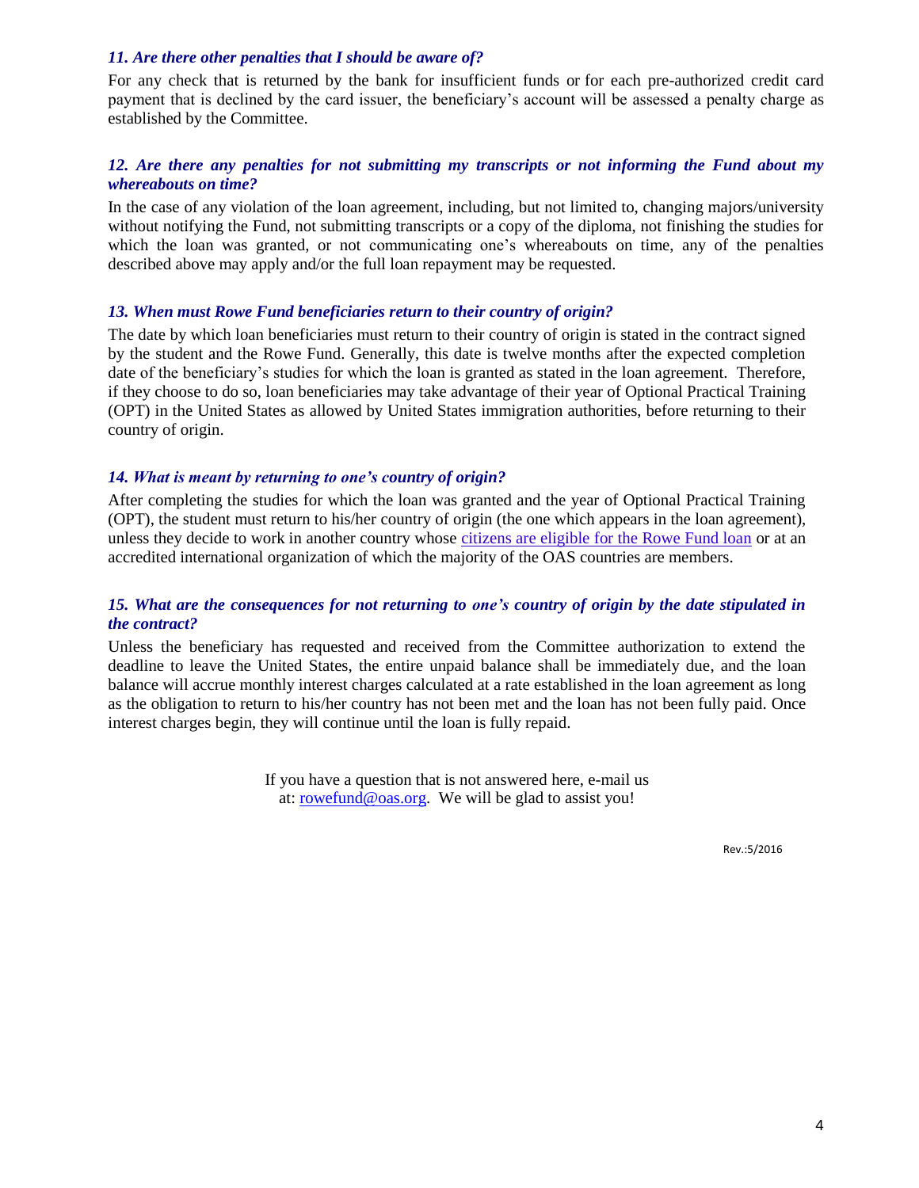### *11. Are there other penalties that I should be aware of?*

For any check that is returned by the bank for insufficient funds or for each pre-authorized credit card payment that is declined by the card issuer, the beneficiary's account will be assessed a penalty charge as established by the Committee.

### *12. Are there any penalties for not submitting my transcripts or not informing the Fund about my whereabouts on time?*

In the case of any violation of the loan agreement, including, but not limited to, changing majors/university without notifying the Fund, not submitting transcripts or a copy of the diploma, not finishing the studies for which the loan was granted, or not communicating one's whereabouts on time, any of the penalties described above may apply and/or the full loan repayment may be requested.

### *13. When must Rowe Fund beneficiaries return to their country of origin?*

The date by which loan beneficiaries must return to their country of origin is stated in the contract signed by the student and the Rowe Fund. Generally, this date is twelve months after the expected completion date of the beneficiary's studies for which the loan is granted as stated in the loan agreement. Therefore, if they choose to do so, loan beneficiaries may take advantage of their year of Optional Practical Training (OPT) in the United States as allowed by United States immigration authorities, before returning to their country of origin.

### *14. What is meant by returning to one's country of origin?*

After completing the studies for which the loan was granted and the year of Optional Practical Training (OPT), the student must return to his/her country of origin (the one which appears in the loan agreement), unless they decide to work in another country whose citizens are eligible for the Rowe Fund loan or at an accredited international organization of which the majority of the OAS countries are members.

### *15. What are the consequences for not returning to one's country of origin by the date stipulated in the contract?*

Unless the beneficiary has requested and received from the Committee authorization to extend the deadline to leave the United States, the entire unpaid balance shall be immediately due, and the loan balance will accrue monthly interest charges calculated at a rate established in the loan agreement as long as the obligation to return to his/her country has not been met and the loan has not been fully paid. Once interest charges begin, they will continue until the loan is fully repaid.

If you have a question that is not answered here, e-mail us at: rowefund@oas.org. We will be glad to assist you!

Rev.:5/2016